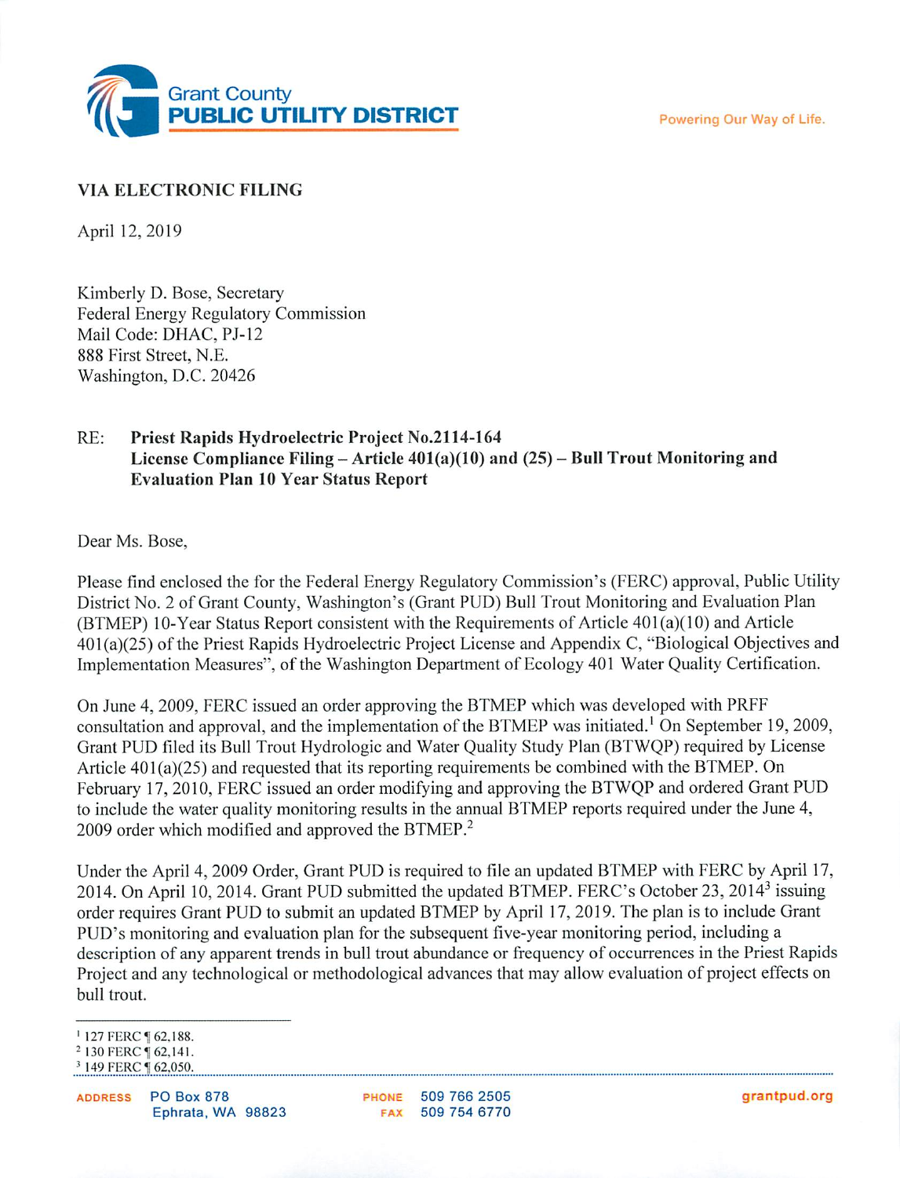Grant County
**PUBLIC UTILITY DISTRICT**

Powering Our Way of Life.

**VIA ELECTRONIC FILING**

April 12, 2019

Kimberly D. Bose, Secretary
Federal Energy Regulatory Commission
Mail Code: DHAC, PJ-12
888 First Street, N.E.
Washington, D.C. 20426

RE: **Priest Rapids Hydroelectric Project No.2114-164**
**License Compliance Filing – Article 401(a)(10) and (25) – Bull Trout Monitoring and Evaluation Plan 10 Year Status Report**

Dear Ms. Bose,

Please find enclosed the for the Federal Energy Regulatory Commission's (FERC) approval, Public Utility District No. 2 of Grant County, Washington's (Grant PUD) Bull Trout Monitoring and Evaluation Plan (BTMEP) 10-Year Status Report consistent with the Requirements of Article 401(a)(10) and Article 401(a)(25) of the Priest Rapids Hydroelectric Project License and Appendix C, "Biological Objectives and Implementation Measures", of the Washington Department of Ecology 401 Water Quality Certification.

On June 4, 2009, FERC issued an order approving the BTMEP which was developed with PRFF consultation and approval, and the implementation of the BTMEP was initiated.[1] On September 19, 2009, Grant PUD filed its Bull Trout Hydrologic and Water Quality Study Plan (BTWQP) required by License Article 401(a)(25) and requested that its reporting requirements be combined with the BTMEP. On February 17, 2010, FERC issued an order modifying and approving the BTWQP and ordered Grant PUD to include the water quality monitoring results in the annual BTMEP reports required under the June 4, 2009 order which modified and approved the BTMEP.[2]

Under the April 4, 2009 Order, Grant PUD is required to file an updated BTMEP with FERC by April 17, 2014. On April 10, 2014. Grant PUD submitted the updated BTMEP. FERC's October 23, 2014[3] issuing order requires Grant PUD to submit an updated BTMEP by April 17, 2019. The plan is to include Grant PUD's monitoring and evaluation plan for the subsequent five-year monitoring period, including a description of any apparent trends in bull trout abundance or frequency of occurrences in the Priest Rapids Project and any technological or methodological advances that may allow evaluation of project effects on bull trout.

[1] 127 FERC ¶ 62,188.
[2] 130 FERC ¶ 62,141.
[3] 149 FERC ¶ 62,050.

ADDRESS PO Box 878
Ephrata, WA 98823

PHONE 509 766 2505
FAX 509 754 6770

grantpud.org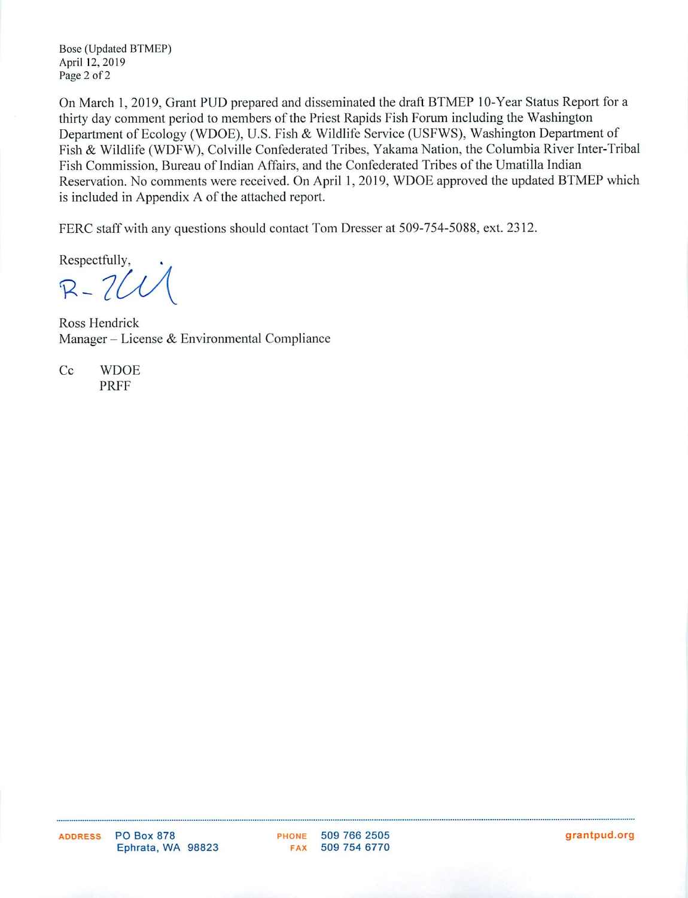On March 1, 2019, Grant PUD prepared and disseminated the draft BTMEP 10-Year Status Report for a thirty day comment period to members of the Priest Rapids Fish Forum including the Washington Department of Ecology (WDOE), U.S. Fish & Wildlife Service (USFWS), Washington Department of Fish & Wildlife (WDFW), Colville Confederated Tribes, Yakama Nation, the Columbia River Inter-Tribal Fish Commission, Bureau of Indian Affairs, and the Confederated Tribes of the Umatilla Indian Reservation. No comments were received. On April 1, 2019, WDOE approved the updated BTMEP which is included in Appendix A of the attached report.

FERC staff with any questions should contact Tom Dresser at 509-754-5088, ext. 2312.

Respectfully,

Ross Hendrick
Manager – License & Environmental Compliance

Cc WDOE
PRFF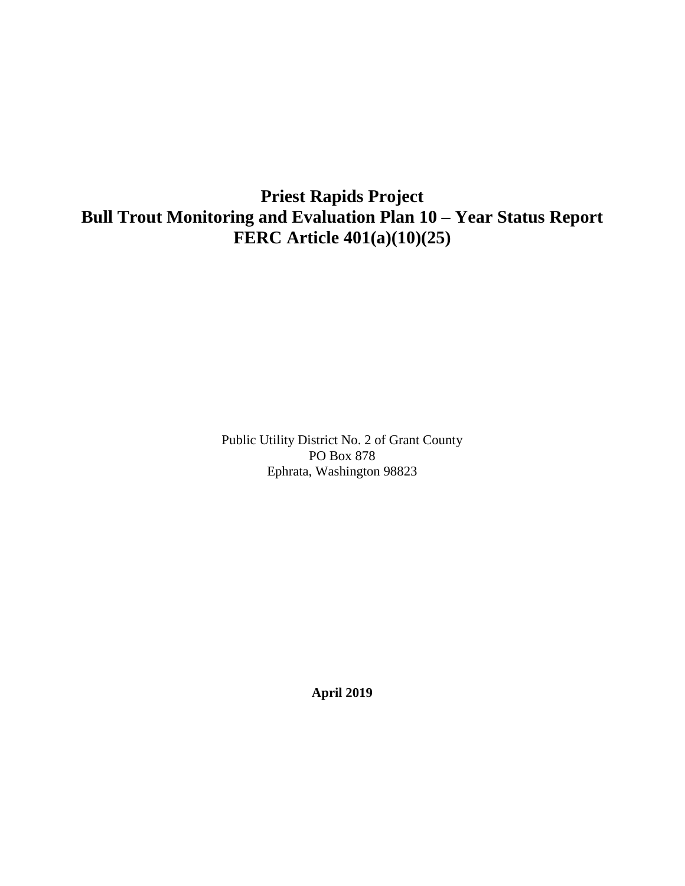# Priest Rapids Project
# Bull Trout Monitoring and Evaluation Plan 10 – Year Status Report
# FERC Article 401(a)(10)(25)

Public Utility District No. 2 of Grant County
PO Box 878
Ephrata, Washington 98823

**April 2019**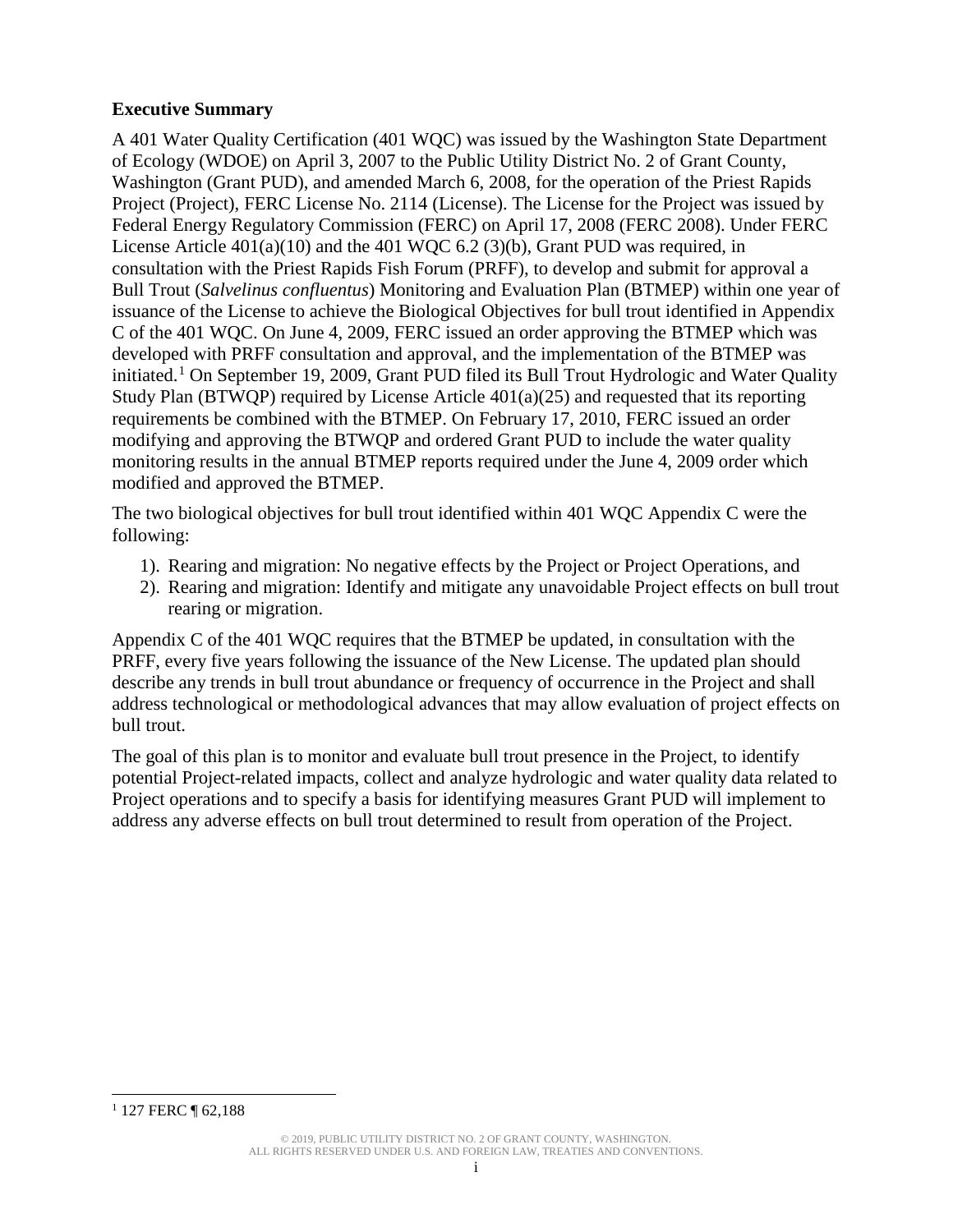**Executive Summary**

A 401 Water Quality Certification (401 WQC) was issued by the Washington State Department of Ecology (WDOE) on April 3, 2007 to the Public Utility District No. 2 of Grant County, Washington (Grant PUD), and amended March 6, 2008, for the operation of the Priest Rapids Project (Project), FERC License No. 2114 (License). The License for the Project was issued by Federal Energy Regulatory Commission (FERC) on April 17, 2008 (FERC 2008). Under FERC License Article 401(a)(10) and the 401 WQC 6.2 (3)(b), Grant PUD was required, in consultation with the Priest Rapids Fish Forum (PRFF), to develop and submit for approval a Bull Trout (*Salvelinus confluentus*) Monitoring and Evaluation Plan (BTMEP) within one year of issuance of the License to achieve the Biological Objectives for bull trout identified in Appendix C of the 401 WQC. On June 4, 2009, FERC issued an order approving the BTMEP which was developed with PRFF consultation and approval, and the implementation of the BTMEP was initiated.[1] On September 19, 2009, Grant PUD filed its Bull Trout Hydrologic and Water Quality Study Plan (BTWQP) required by License Article 401(a)(25) and requested that its reporting requirements be combined with the BTMEP. On February 17, 2010, FERC issued an order modifying and approving the BTWQP and ordered Grant PUD to include the water quality monitoring results in the annual BTMEP reports required under the June 4, 2009 order which modified and approved the BTMEP.

The two biological objectives for bull trout identified within 401 WQC Appendix C were the following:

1). Rearing and migration: No negative effects by the Project or Project Operations, and
2). Rearing and migration: Identify and mitigate any unavoidable Project effects on bull trout rearing or migration.

Appendix C of the 401 WQC requires that the BTMEP be updated, in consultation with the PRFF, every five years following the issuance of the New License. The updated plan should describe any trends in bull trout abundance or frequency of occurrence in the Project and shall address technological or methodological advances that may allow evaluation of project effects on bull trout.

The goal of this plan is to monitor and evaluate bull trout presence in the Project, to identify potential Project-related impacts, collect and analyze hydrologic and water quality data related to Project operations and to specify a basis for identifying measures Grant PUD will implement to address any adverse effects on bull trout determined to result from operation of the Project.

[1] 127 FERC ¶ 62,188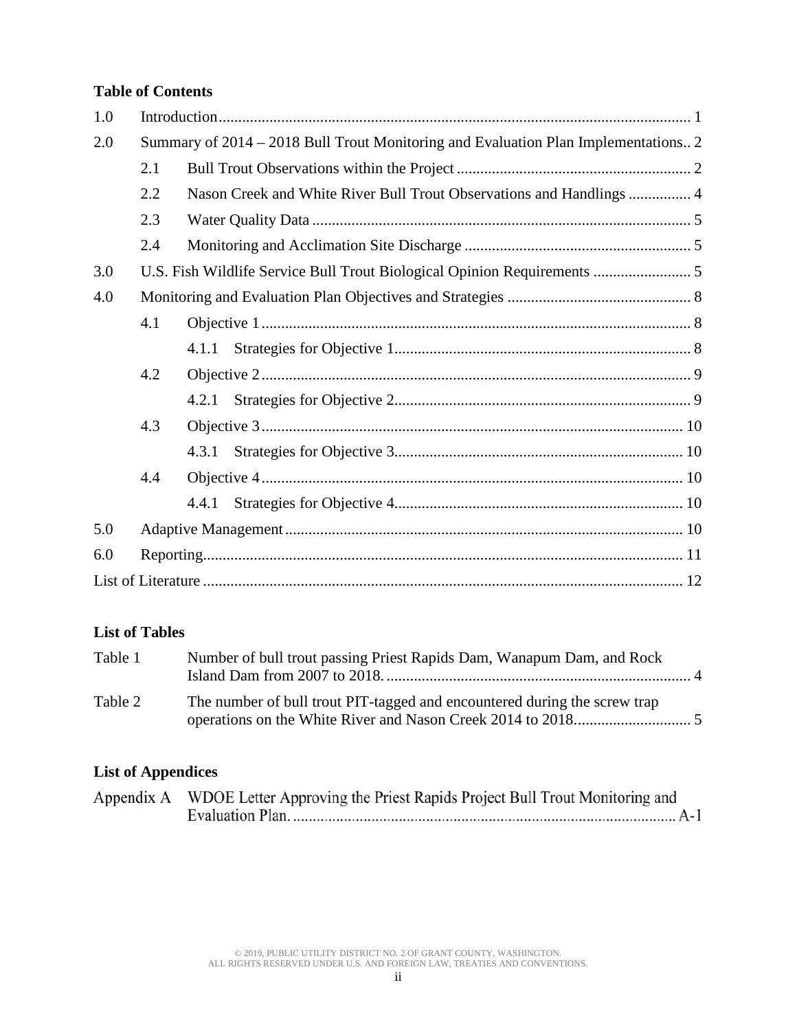**Table of Contents**

| | | |
|---|---|---|
| 1.0 | Introduction | 1 |
| 2.0 | Summary of 2014 – 2018 Bull Trout Monitoring and Evaluation Plan Implementations | 2 |
| 2.1 | Bull Trout Observations within the Project | 2 |
| 2.2 | Nason Creek and White River Bull Trout Observations and Handlings | 4 |
| 2.3 | Water Quality Data | 5 |
| 2.4 | Monitoring and Acclimation Site Discharge | 5 |
| 3.0 | U.S. Fish Wildlife Service Bull Trout Biological Opinion Requirements | 5 |
| 4.0 | Monitoring and Evaluation Plan Objectives and Strategies | 8 |
| 4.1 | Objective 1 | 8 |
| 4.1.1 | Strategies for Objective 1 | 8 |
| 4.2 | Objective 2 | 9 |
| 4.2.1 | Strategies for Objective 2 | 9 |
| 4.3 | Objective 3 | 10 |
| 4.3.1 | Strategies for Objective 3 | 10 |
| 4.4 | Objective 4 | 10 |
| 4.4.1 | Strategies for Objective 4 | 10 |
| 5.0 | Adaptive Management | 10 |
| 6.0 | Reporting | 11 |
| | List of Literature | 12 |

**List of Tables**

| | | |
|---|---|---|
| Table 1 | Number of bull trout passing Priest Rapids Dam, Wanapum Dam, and Rock Island Dam from 2007 to 2018. | 4 |
| Table 2 | The number of bull trout PIT-tagged and encountered during the screw trap operations on the White River and Nason Creek 2014 to 2018. | 5 |

**List of Appendices**

| | | |
|---|---|---|
| Appendix A | WDOE Letter Approving the Priest Rapids Project Bull Trout Monitoring and Evaluation Plan. | A-1 |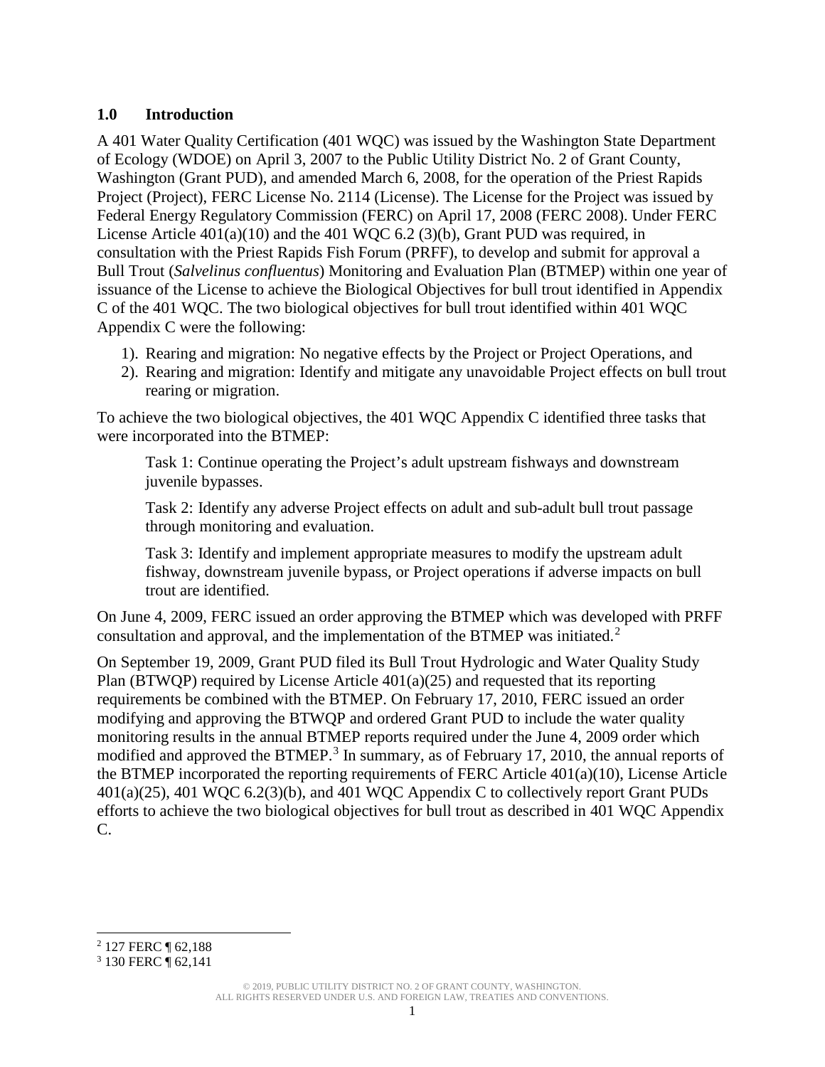## 1.0 Introduction

A 401 Water Quality Certification (401 WQC) was issued by the Washington State Department of Ecology (WDOE) on April 3, 2007 to the Public Utility District No. 2 of Grant County, Washington (Grant PUD), and amended March 6, 2008, for the operation of the Priest Rapids Project (Project), FERC License No. 2114 (License). The License for the Project was issued by Federal Energy Regulatory Commission (FERC) on April 17, 2008 (FERC 2008). Under FERC License Article 401(a)(10) and the 401 WQC 6.2 (3)(b), Grant PUD was required, in consultation with the Priest Rapids Fish Forum (PRFF), to develop and submit for approval a Bull Trout (*Salvelinus confluentus*) Monitoring and Evaluation Plan (BTMEP) within one year of issuance of the License to achieve the Biological Objectives for bull trout identified in Appendix C of the 401 WQC. The two biological objectives for bull trout identified within 401 WQC Appendix C were the following:

1). Rearing and migration: No negative effects by the Project or Project Operations, and
2). Rearing and migration: Identify and mitigate any unavoidable Project effects on bull trout rearing or migration.

To achieve the two biological objectives, the 401 WQC Appendix C identified three tasks that were incorporated into the BTMEP:

> Task 1: Continue operating the Project's adult upstream fishways and downstream juvenile bypasses.
>
> Task 2: Identify any adverse Project effects on adult and sub-adult bull trout passage through monitoring and evaluation.
>
> Task 3: Identify and implement appropriate measures to modify the upstream adult fishway, downstream juvenile bypass, or Project operations if adverse impacts on bull trout are identified.

On June 4, 2009, FERC issued an order approving the BTMEP which was developed with PRFF consultation and approval, and the implementation of the BTMEP was initiated.[2]

On September 19, 2009, Grant PUD filed its Bull Trout Hydrologic and Water Quality Study Plan (BTWQP) required by License Article 401(a)(25) and requested that its reporting requirements be combined with the BTMEP. On February 17, 2010, FERC issued an order modifying and approving the BTWQP and ordered Grant PUD to include the water quality monitoring results in the annual BTMEP reports required under the June 4, 2009 order which modified and approved the BTMEP.[3] In summary, as of February 17, 2010, the annual reports of the BTMEP incorporated the reporting requirements of FERC Article 401(a)(10), License Article 401(a)(25), 401 WQC 6.2(3)(b), and 401 WQC Appendix C to collectively report Grant PUDs efforts to achieve the two biological objectives for bull trout as described in 401 WQC Appendix C.

---

[2] 127 FERC ¶ 62,188

[3] 130 FERC ¶ 62,141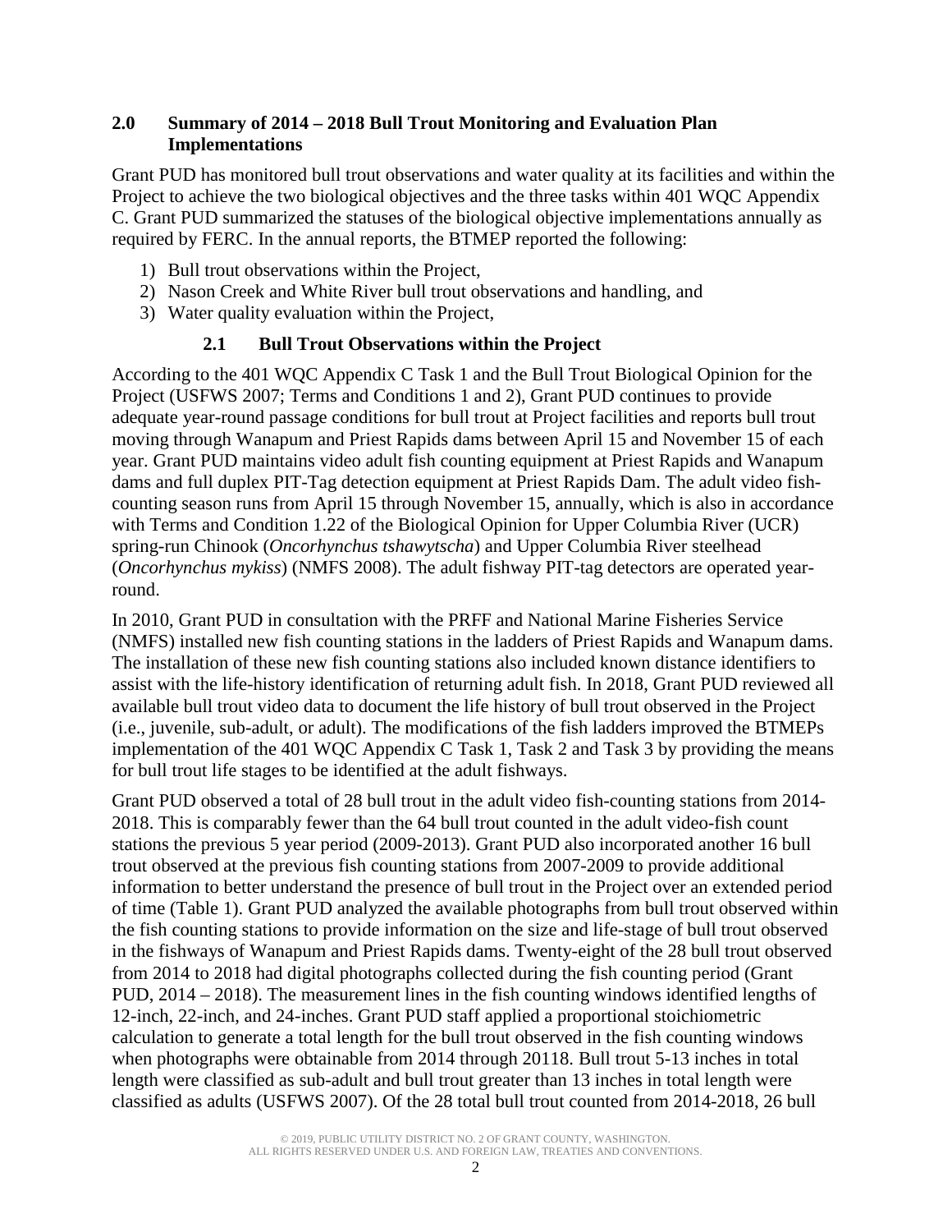## 2.0 Summary of 2014 – 2018 Bull Trout Monitoring and Evaluation Plan Implementations

Grant PUD has monitored bull trout observations and water quality at its facilities and within the Project to achieve the two biological objectives and the three tasks within 401 WQC Appendix C. Grant PUD summarized the statuses of the biological objective implementations annually as required by FERC. In the annual reports, the BTMEP reported the following:

1) Bull trout observations within the Project,
2) Nason Creek and White River bull trout observations and handling, and
3) Water quality evaluation within the Project,

### 2.1 Bull Trout Observations within the Project

According to the 401 WQC Appendix C Task 1 and the Bull Trout Biological Opinion for the Project (USFWS 2007; Terms and Conditions 1 and 2), Grant PUD continues to provide adequate year-round passage conditions for bull trout at Project facilities and reports bull trout moving through Wanapum and Priest Rapids dams between April 15 and November 15 of each year. Grant PUD maintains video adult fish counting equipment at Priest Rapids and Wanapum dams and full duplex PIT-Tag detection equipment at Priest Rapids Dam. The adult video fish-counting season runs from April 15 through November 15, annually, which is also in accordance with Terms and Condition 1.22 of the Biological Opinion for Upper Columbia River (UCR) spring-run Chinook (*Oncorhynchus tshawytscha*) and Upper Columbia River steelhead (*Oncorhynchus mykiss*) (NMFS 2008). The adult fishway PIT-tag detectors are operated year-round.

In 2010, Grant PUD in consultation with the PRFF and National Marine Fisheries Service (NMFS) installed new fish counting stations in the ladders of Priest Rapids and Wanapum dams. The installation of these new fish counting stations also included known distance identifiers to assist with the life-history identification of returning adult fish. In 2018, Grant PUD reviewed all available bull trout video data to document the life history of bull trout observed in the Project (i.e., juvenile, sub-adult, or adult). The modifications of the fish ladders improved the BTMEPs implementation of the 401 WQC Appendix C Task 1, Task 2 and Task 3 by providing the means for bull trout life stages to be identified at the adult fishways.

Grant PUD observed a total of 28 bull trout in the adult video fish-counting stations from 2014-2018. This is comparably fewer than the 64 bull trout counted in the adult video-fish count stations the previous 5 year period (2009-2013). Grant PUD also incorporated another 16 bull trout observed at the previous fish counting stations from 2007-2009 to provide additional information to better understand the presence of bull trout in the Project over an extended period of time (Table 1). Grant PUD analyzed the available photographs from bull trout observed within the fish counting stations to provide information on the size and life-stage of bull trout observed in the fishways of Wanapum and Priest Rapids dams. Twenty-eight of the 28 bull trout observed from 2014 to 2018 had digital photographs collected during the fish counting period (Grant PUD, 2014 – 2018). The measurement lines in the fish counting windows identified lengths of 12-inch, 22-inch, and 24-inches. Grant PUD staff applied a proportional stoichiometric calculation to generate a total length for the bull trout observed in the fish counting windows when photographs were obtainable from 2014 through 20118. Bull trout 5-13 inches in total length were classified as sub-adult and bull trout greater than 13 inches in total length were classified as adults (USFWS 2007). Of the 28 total bull trout counted from 2014-2018, 26 bull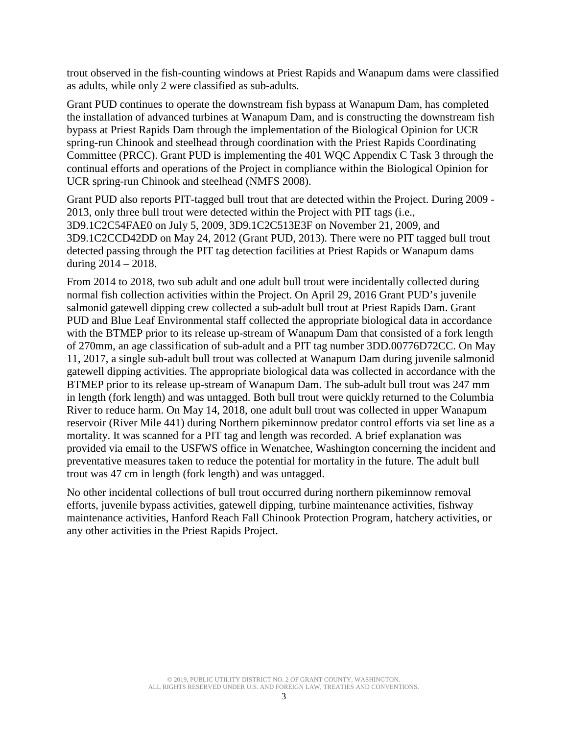trout observed in the fish-counting windows at Priest Rapids and Wanapum dams were classified as adults, while only 2 were classified as sub-adults.

Grant PUD continues to operate the downstream fish bypass at Wanapum Dam, has completed the installation of advanced turbines at Wanapum Dam, and is constructing the downstream fish bypass at Priest Rapids Dam through the implementation of the Biological Opinion for UCR spring-run Chinook and steelhead through coordination with the Priest Rapids Coordinating Committee (PRCC). Grant PUD is implementing the 401 WQC Appendix C Task 3 through the continual efforts and operations of the Project in compliance within the Biological Opinion for UCR spring-run Chinook and steelhead (NMFS 2008).

Grant PUD also reports PIT-tagged bull trout that are detected within the Project. During 2009 - 2013, only three bull trout were detected within the Project with PIT tags (i.e., 3D9.1C2C54FAE0 on July 5, 2009, 3D9.1C2C513E3F on November 21, 2009, and 3D9.1C2CCD42DD on May 24, 2012 (Grant PUD, 2013). There were no PIT tagged bull trout detected passing through the PIT tag detection facilities at Priest Rapids or Wanapum dams during 2014 – 2018.

From 2014 to 2018, two sub adult and one adult bull trout were incidentally collected during normal fish collection activities within the Project. On April 29, 2016 Grant PUD's juvenile salmonid gatewell dipping crew collected a sub-adult bull trout at Priest Rapids Dam. Grant PUD and Blue Leaf Environmental staff collected the appropriate biological data in accordance with the BTMEP prior to its release up-stream of Wanapum Dam that consisted of a fork length of 270mm, an age classification of sub-adult and a PIT tag number 3DD.00776D72CC. On May 11, 2017, a single sub-adult bull trout was collected at Wanapum Dam during juvenile salmonid gatewell dipping activities. The appropriate biological data was collected in accordance with the BTMEP prior to its release up-stream of Wanapum Dam. The sub-adult bull trout was 247 mm in length (fork length) and was untagged. Both bull trout were quickly returned to the Columbia River to reduce harm. On May 14, 2018, one adult bull trout was collected in upper Wanapum reservoir (River Mile 441) during Northern pikeminnow predator control efforts via set line as a mortality. It was scanned for a PIT tag and length was recorded. A brief explanation was provided via email to the USFWS office in Wenatchee, Washington concerning the incident and preventative measures taken to reduce the potential for mortality in the future. The adult bull trout was 47 cm in length (fork length) and was untagged.

No other incidental collections of bull trout occurred during northern pikeminnow removal efforts, juvenile bypass activities, gatewell dipping, turbine maintenance activities, fishway maintenance activities, Hanford Reach Fall Chinook Protection Program, hatchery activities, or any other activities in the Priest Rapids Project.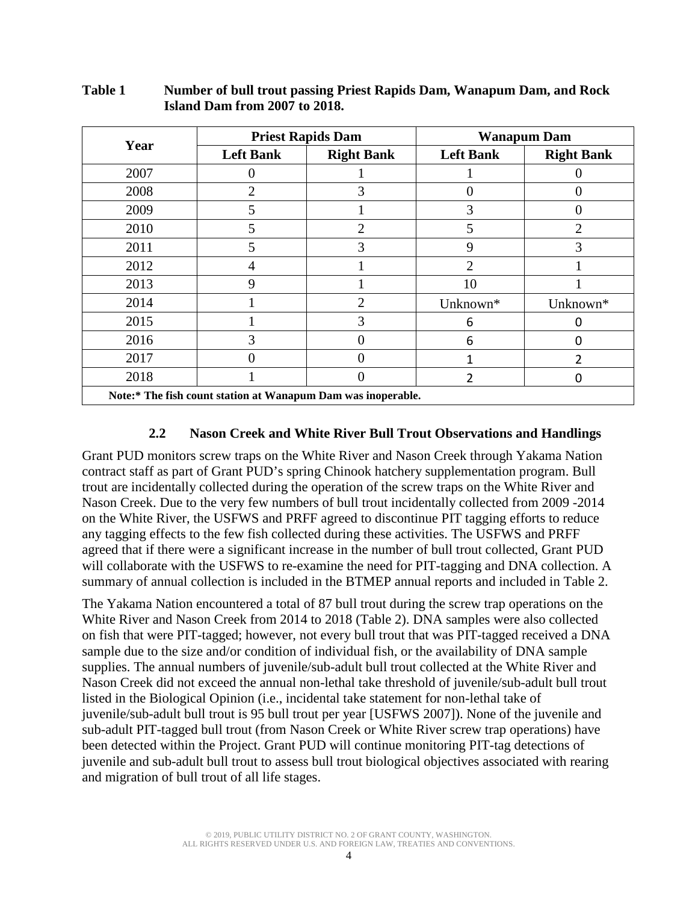**Table 1 Number of bull trout passing Priest Rapids Dam, Wanapum Dam, and Rock Island Dam from 2007 to 2018.**

| Year | Priest Rapids Dam | | Wanapum Dam | |
|---|---|---|---|---|
| | Left Bank | Right Bank | Left Bank | Right Bank |
| 2007 | 0 | 1 | 1 | 0 |
| 2008 | 2 | 3 | 0 | 0 |
| 2009 | 5 | 1 | 3 | 0 |
| 2010 | 5 | 2 | 5 | 2 |
| 2011 | 5 | 3 | 9 | 3 |
| 2012 | 4 | 1 | 2 | 1 |
| 2013 | 9 | 1 | 10 | 1 |
| 2014 | 1 | 2 | Unknown* | Unknown* |
| 2015 | 1 | 3 | 6 | 0 |
| 2016 | 3 | 0 | 6 | 0 |
| 2017 | 0 | 0 | 1 | 2 |
| 2018 | 1 | 0 | 2 | 0 |

**Note:* The fish count station at Wanapum Dam was inoperable.**

### 2.2 Nason Creek and White River Bull Trout Observations and Handlings

Grant PUD monitors screw traps on the White River and Nason Creek through Yakama Nation contract staff as part of Grant PUD's spring Chinook hatchery supplementation program. Bull trout are incidentally collected during the operation of the screw traps on the White River and Nason Creek. Due to the very few numbers of bull trout incidentally collected from 2009 -2014 on the White River, the USFWS and PRFF agreed to discontinue PIT tagging efforts to reduce any tagging effects to the few fish collected during these activities. The USFWS and PRFF agreed that if there were a significant increase in the number of bull trout collected, Grant PUD will collaborate with the USFWS to re-examine the need for PIT-tagging and DNA collection. A summary of annual collection is included in the BTMEP annual reports and included in Table 2.

The Yakama Nation encountered a total of 87 bull trout during the screw trap operations on the White River and Nason Creek from 2014 to 2018 (Table 2). DNA samples were also collected on fish that were PIT-tagged; however, not every bull trout that was PIT-tagged received a DNA sample due to the size and/or condition of individual fish, or the availability of DNA sample supplies. The annual numbers of juvenile/sub-adult bull trout collected at the White River and Nason Creek did not exceed the annual non-lethal take threshold of juvenile/sub-adult bull trout listed in the Biological Opinion (i.e., incidental take statement for non-lethal take of juvenile/sub-adult bull trout is 95 bull trout per year [USFWS 2007]). None of the juvenile and sub-adult PIT-tagged bull trout (from Nason Creek or White River screw trap operations) have been detected within the Project. Grant PUD will continue monitoring PIT-tag detections of juvenile and sub-adult bull trout to assess bull trout biological objectives associated with rearing and migration of bull trout of all life stages.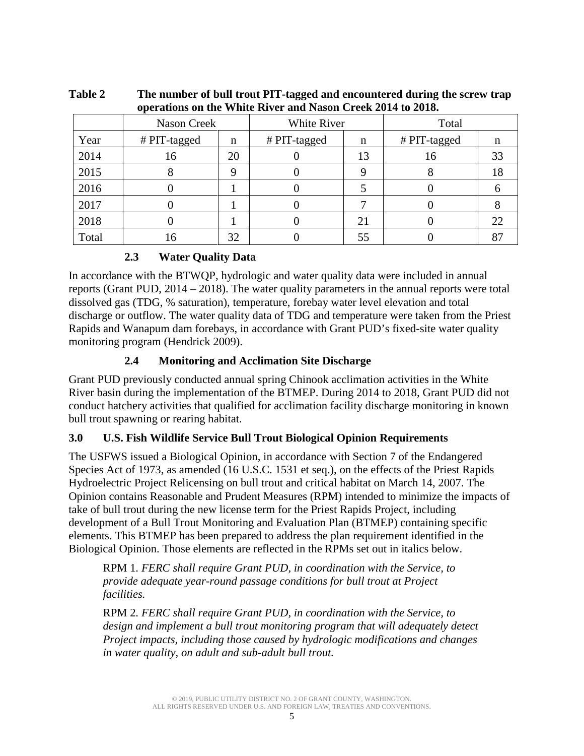**Table 2 The number of bull trout PIT-tagged and encountered during the screw trap operations on the White River and Nason Creek 2014 to 2018.**

| | Nason Creek | | White River | | Total | |
|---|---|---|---|---|---|---|
| Year | # PIT-tagged | n | # PIT-tagged | n | # PIT-tagged | n |
| 2014 | 16 | 20 | 0 | 13 | 16 | 33 |
| 2015 | 8 | 9 | 0 | 9 | 8 | 18 |
| 2016 | 0 | 1 | 0 | 5 | 0 | 6 |
| 2017 | 0 | 1 | 0 | 7 | 0 | 8 |
| 2018 | 0 | 1 | 0 | 21 | 0 | 22 |
| Total | 16 | 32 | 0 | 55 | 0 | 87 |

### 2.3 Water Quality Data

In accordance with the BTWQP, hydrologic and water quality data were included in annual reports (Grant PUD, 2014 – 2018). The water quality parameters in the annual reports were total dissolved gas (TDG, % saturation), temperature, forebay water level elevation and total discharge or outflow. The water quality data of TDG and temperature were taken from the Priest Rapids and Wanapum dam forebays, in accordance with Grant PUD's fixed-site water quality monitoring program (Hendrick 2009).

### 2.4 Monitoring and Acclimation Site Discharge

Grant PUD previously conducted annual spring Chinook acclimation activities in the White River basin during the implementation of the BTMEP. During 2014 to 2018, Grant PUD did not conduct hatchery activities that qualified for acclimation facility discharge monitoring in known bull trout spawning or rearing habitat.

## 3.0 U.S. Fish Wildlife Service Bull Trout Biological Opinion Requirements

The USFWS issued a Biological Opinion, in accordance with Section 7 of the Endangered Species Act of 1973, as amended (16 U.S.C. 1531 et seq.), on the effects of the Priest Rapids Hydroelectric Project Relicensing on bull trout and critical habitat on March 14, 2007. The Opinion contains Reasonable and Prudent Measures (RPM) intended to minimize the impacts of take of bull trout during the new license term for the Priest Rapids Project, including development of a Bull Trout Monitoring and Evaluation Plan (BTMEP) containing specific elements. This BTMEP has been prepared to address the plan requirement identified in the Biological Opinion. Those elements are reflected in the RPMs set out in italics below.

> RPM 1. *FERC shall require Grant PUD, in coordination with the Service, to provide adequate year-round passage conditions for bull trout at Project facilities.*
>
> RPM 2. *FERC shall require Grant PUD, in coordination with the Service, to design and implement a bull trout monitoring program that will adequately detect Project impacts, including those caused by hydrologic modifications and changes in water quality, on adult and sub-adult bull trout.*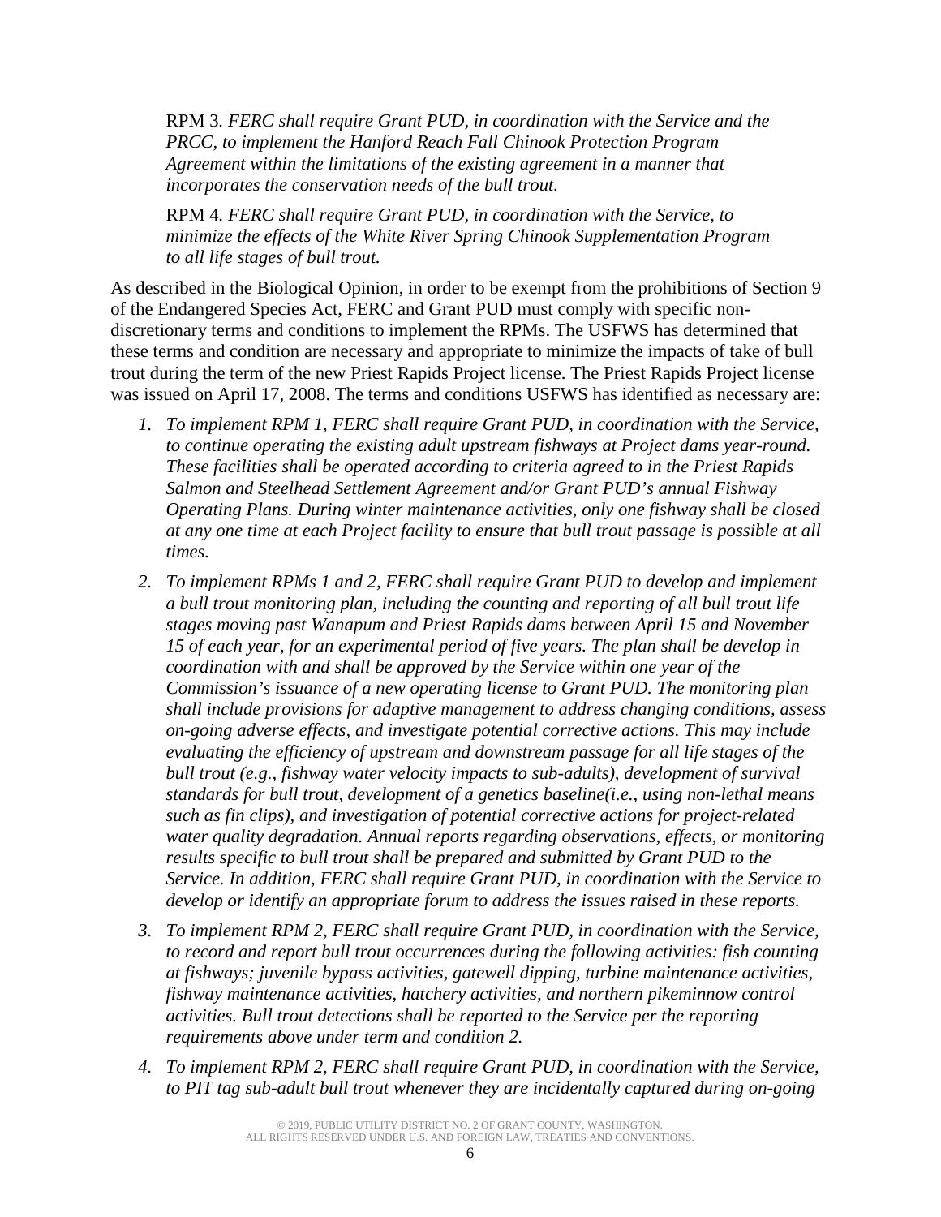RPM 3. *FERC shall require Grant PUD, in coordination with the Service and the PRCC, to implement the Hanford Reach Fall Chinook Protection Program Agreement within the limitations of the existing agreement in a manner that incorporates the conservation needs of the bull trout.*

RPM 4. *FERC shall require Grant PUD, in coordination with the Service, to minimize the effects of the White River Spring Chinook Supplementation Program to all life stages of bull trout.*

As described in the Biological Opinion, in order to be exempt from the prohibitions of Section 9 of the Endangered Species Act, FERC and Grant PUD must comply with specific non-discretionary terms and conditions to implement the RPMs. The USFWS has determined that these terms and condition are necessary and appropriate to minimize the impacts of take of bull trout during the term of the new Priest Rapids Project license. The Priest Rapids Project license was issued on April 17, 2008. The terms and conditions USFWS has identified as necessary are:

1. *To implement RPM 1, FERC shall require Grant PUD, in coordination with the Service, to continue operating the existing adult upstream fishways at Project dams year-round. These facilities shall be operated according to criteria agreed to in the Priest Rapids Salmon and Steelhead Settlement Agreement and/or Grant PUD's annual Fishway Operating Plans. During winter maintenance activities, only one fishway shall be closed at any one time at each Project facility to ensure that bull trout passage is possible at all times.*
2. *To implement RPMs 1 and 2, FERC shall require Grant PUD to develop and implement a bull trout monitoring plan, including the counting and reporting of all bull trout life stages moving past Wanapum and Priest Rapids dams between April 15 and November 15 of each year, for an experimental period of five years. The plan shall be develop in coordination with and shall be approved by the Service within one year of the Commission's issuance of a new operating license to Grant PUD. The monitoring plan shall include provisions for adaptive management to address changing conditions, assess on-going adverse effects, and investigate potential corrective actions. This may include evaluating the efficiency of upstream and downstream passage for all life stages of the bull trout (e.g., fishway water velocity impacts to sub-adults), development of survival standards for bull trout, development of a genetics baseline(i.e., using non-lethal means such as fin clips), and investigation of potential corrective actions for project-related water quality degradation. Annual reports regarding observations, effects, or monitoring results specific to bull trout shall be prepared and submitted by Grant PUD to the Service. In addition, FERC shall require Grant PUD, in coordination with the Service to develop or identify an appropriate forum to address the issues raised in these reports.*
3. *To implement RPM 2, FERC shall require Grant PUD, in coordination with the Service, to record and report bull trout occurrences during the following activities: fish counting at fishways; juvenile bypass activities, gatewell dipping, turbine maintenance activities, fishway maintenance activities, hatchery activities, and northern pikeminnow control activities. Bull trout detections shall be reported to the Service per the reporting requirements above under term and condition 2.*
4. *To implement RPM 2, FERC shall require Grant PUD, in coordination with the Service, to PIT tag sub-adult bull trout whenever they are incidentally captured during on-going*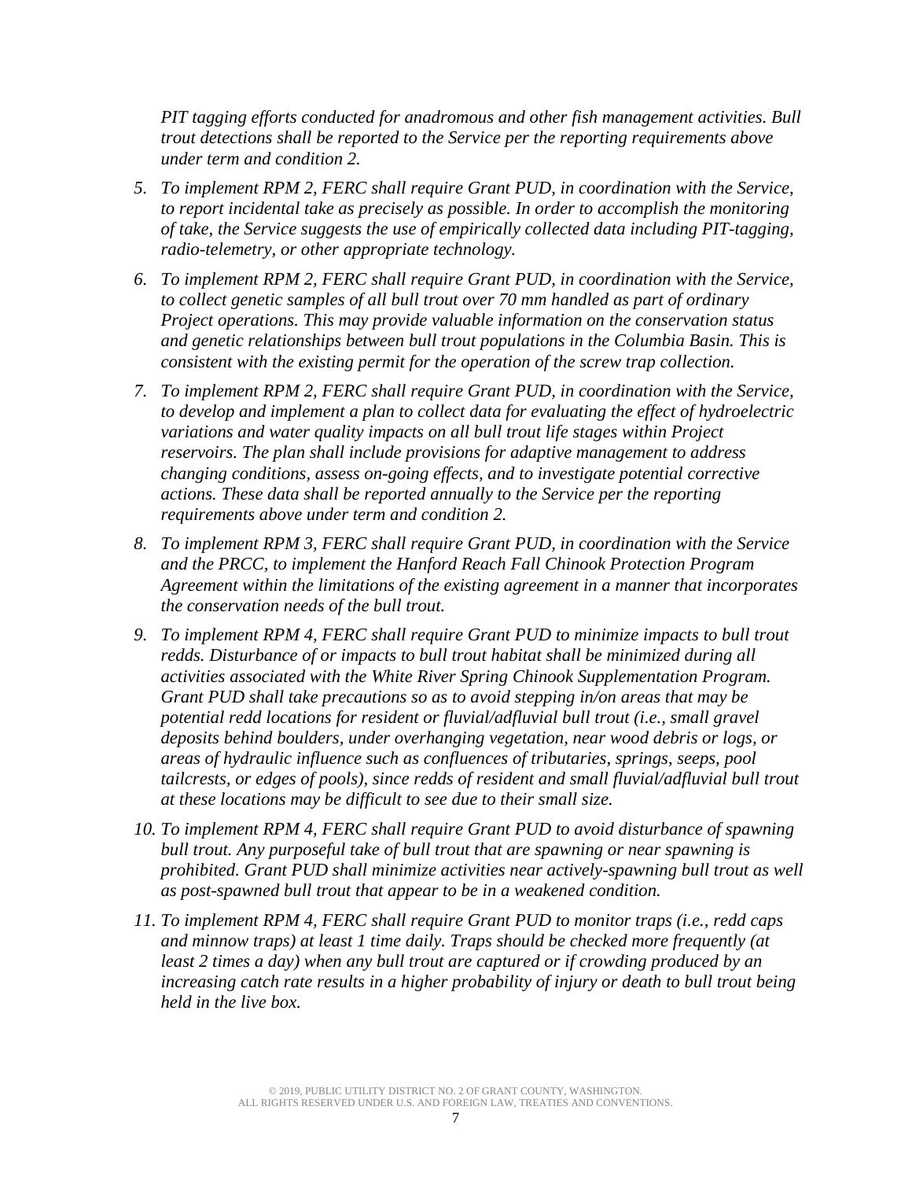*PIT tagging efforts conducted for anadromous and other fish management activities. Bull trout detections shall be reported to the Service per the reporting requirements above under term and condition 2.*

5. *To implement RPM 2, FERC shall require Grant PUD, in coordination with the Service, to report incidental take as precisely as possible. In order to accomplish the monitoring of take, the Service suggests the use of empirically collected data including PIT-tagging, radio-telemetry, or other appropriate technology.*

6. *To implement RPM 2, FERC shall require Grant PUD, in coordination with the Service, to collect genetic samples of all bull trout over 70 mm handled as part of ordinary Project operations. This may provide valuable information on the conservation status and genetic relationships between bull trout populations in the Columbia Basin. This is consistent with the existing permit for the operation of the screw trap collection.*

7. *To implement RPM 2, FERC shall require Grant PUD, in coordination with the Service, to develop and implement a plan to collect data for evaluating the effect of hydroelectric variations and water quality impacts on all bull trout life stages within Project reservoirs. The plan shall include provisions for adaptive management to address changing conditions, assess on-going effects, and to investigate potential corrective actions. These data shall be reported annually to the Service per the reporting requirements above under term and condition 2.*

8. *To implement RPM 3, FERC shall require Grant PUD, in coordination with the Service and the PRCC, to implement the Hanford Reach Fall Chinook Protection Program Agreement within the limitations of the existing agreement in a manner that incorporates the conservation needs of the bull trout.*

9. *To implement RPM 4, FERC shall require Grant PUD to minimize impacts to bull trout redds. Disturbance of or impacts to bull trout habitat shall be minimized during all activities associated with the White River Spring Chinook Supplementation Program. Grant PUD shall take precautions so as to avoid stepping in/on areas that may be potential redd locations for resident or fluvial/adfluvial bull trout (i.e., small gravel deposits behind boulders, under overhanging vegetation, near wood debris or logs, or areas of hydraulic influence such as confluences of tributaries, springs, seeps, pool tailcrests, or edges of pools), since redds of resident and small fluvial/adfluvial bull trout at these locations may be difficult to see due to their small size.*

10. *To implement RPM 4, FERC shall require Grant PUD to avoid disturbance of spawning bull trout. Any purposeful take of bull trout that are spawning or near spawning is prohibited. Grant PUD shall minimize activities near actively-spawning bull trout as well as post-spawned bull trout that appear to be in a weakened condition.*

11. *To implement RPM 4, FERC shall require Grant PUD to monitor traps (i.e., redd caps and minnow traps) at least 1 time daily. Traps should be checked more frequently (at least 2 times a day) when any bull trout are captured or if crowding produced by an increasing catch rate results in a higher probability of injury or death to bull trout being held in the live box.*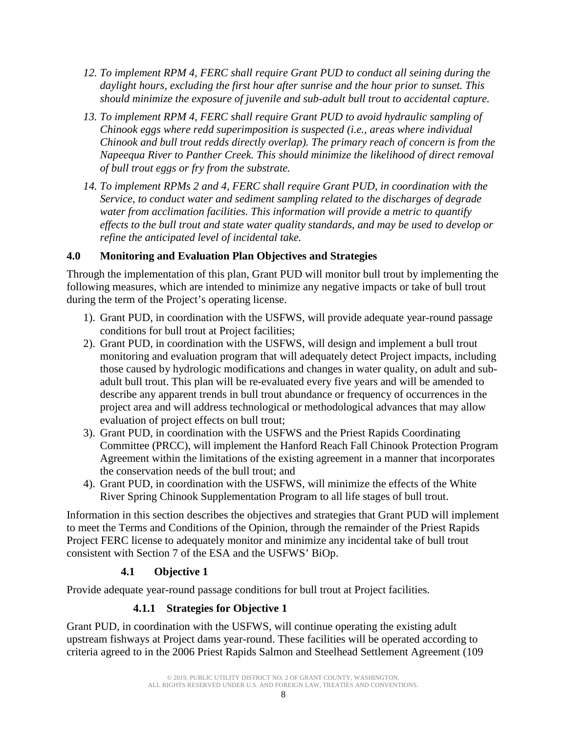12. *To implement RPM 4, FERC shall require Grant PUD to conduct all seining during the daylight hours, excluding the first hour after sunrise and the hour prior to sunset. This should minimize the exposure of juvenile and sub-adult bull trout to accidental capture.*
13. *To implement RPM 4, FERC shall require Grant PUD to avoid hydraulic sampling of Chinook eggs where redd superimposition is suspected (i.e., areas where individual Chinook and bull trout redds directly overlap). The primary reach of concern is from the Napeequa River to Panther Creek. This should minimize the likelihood of direct removal of bull trout eggs or fry from the substrate.*
14. *To implement RPMs 2 and 4, FERC shall require Grant PUD, in coordination with the Service, to conduct water and sediment sampling related to the discharges of degrade water from acclimation facilities. This information will provide a metric to quantify effects to the bull trout and state water quality standards, and may be used to develop or refine the anticipated level of incidental take.*

## 4.0 Monitoring and Evaluation Plan Objectives and Strategies

Through the implementation of this plan, Grant PUD will monitor bull trout by implementing the following measures, which are intended to minimize any negative impacts or take of bull trout during the term of the Project's operating license.

1). Grant PUD, in coordination with the USFWS, will provide adequate year-round passage conditions for bull trout at Project facilities;

2). Grant PUD, in coordination with the USFWS, will design and implement a bull trout monitoring and evaluation program that will adequately detect Project impacts, including those caused by hydrologic modifications and changes in water quality, on adult and sub-adult bull trout. This plan will be re-evaluated every five years and will be amended to describe any apparent trends in bull trout abundance or frequency of occurrences in the project area and will address technological or methodological advances that may allow evaluation of project effects on bull trout;

3). Grant PUD, in coordination with the USFWS and the Priest Rapids Coordinating Committee (PRCC), will implement the Hanford Reach Fall Chinook Protection Program Agreement within the limitations of the existing agreement in a manner that incorporates the conservation needs of the bull trout; and

4). Grant PUD, in coordination with the USFWS, will minimize the effects of the White River Spring Chinook Supplementation Program to all life stages of bull trout.

Information in this section describes the objectives and strategies that Grant PUD will implement to meet the Terms and Conditions of the Opinion, through the remainder of the Priest Rapids Project FERC license to adequately monitor and minimize any incidental take of bull trout consistent with Section 7 of the ESA and the USFWS' BiOp.

### 4.1 Objective 1

Provide adequate year-round passage conditions for bull trout at Project facilities.

#### 4.1.1 Strategies for Objective 1

Grant PUD, in coordination with the USFWS, will continue operating the existing adult upstream fishways at Project dams year-round. These facilities will be operated according to criteria agreed to in the 2006 Priest Rapids Salmon and Steelhead Settlement Agreement (109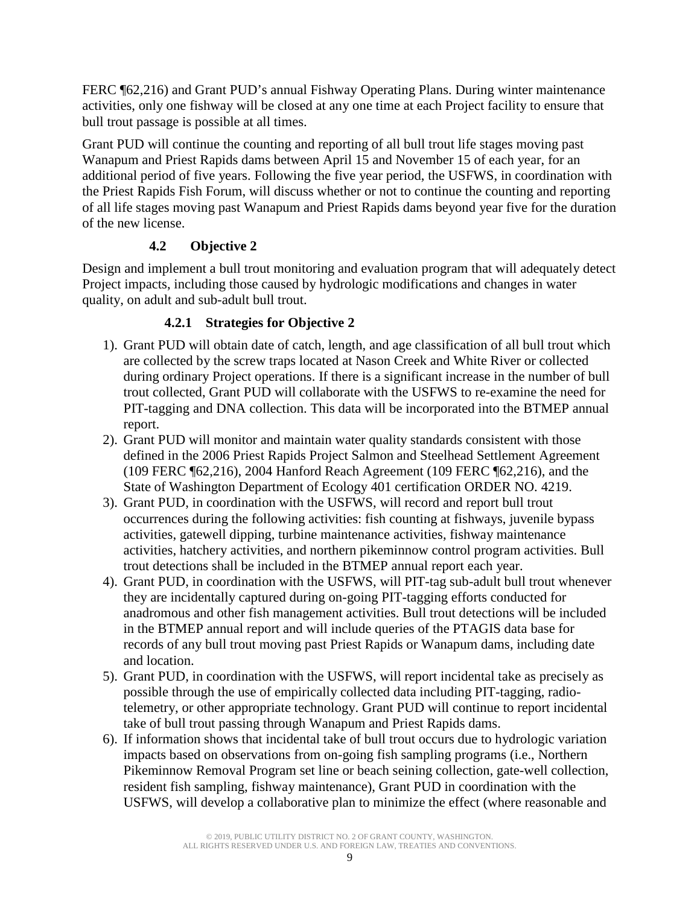FERC ¶62,216) and Grant PUD's annual Fishway Operating Plans. During winter maintenance activities, only one fishway will be closed at any one time at each Project facility to ensure that bull trout passage is possible at all times.

Grant PUD will continue the counting and reporting of all bull trout life stages moving past Wanapum and Priest Rapids dams between April 15 and November 15 of each year, for an additional period of five years. Following the five year period, the USFWS, in coordination with the Priest Rapids Fish Forum, will discuss whether or not to continue the counting and reporting of all life stages moving past Wanapum and Priest Rapids dams beyond year five for the duration of the new license.

### 4.2 Objective 2

Design and implement a bull trout monitoring and evaluation program that will adequately detect Project impacts, including those caused by hydrologic modifications and changes in water quality, on adult and sub-adult bull trout.

#### 4.2.1 Strategies for Objective 2

1). Grant PUD will obtain date of catch, length, and age classification of all bull trout which are collected by the screw traps located at Nason Creek and White River or collected during ordinary Project operations. If there is a significant increase in the number of bull trout collected, Grant PUD will collaborate with the USFWS to re-examine the need for PIT-tagging and DNA collection. This data will be incorporated into the BTMEP annual report.

2). Grant PUD will monitor and maintain water quality standards consistent with those defined in the 2006 Priest Rapids Project Salmon and Steelhead Settlement Agreement (109 FERC ¶62,216), 2004 Hanford Reach Agreement (109 FERC ¶62,216), and the State of Washington Department of Ecology 401 certification ORDER NO. 4219.

3). Grant PUD, in coordination with the USFWS, will record and report bull trout occurrences during the following activities: fish counting at fishways, juvenile bypass activities, gatewell dipping, turbine maintenance activities, fishway maintenance activities, hatchery activities, and northern pikeminnow control program activities. Bull trout detections shall be included in the BTMEP annual report each year.

4). Grant PUD, in coordination with the USFWS, will PIT-tag sub-adult bull trout whenever they are incidentally captured during on-going PIT-tagging efforts conducted for anadromous and other fish management activities. Bull trout detections will be included in the BTMEP annual report and will include queries of the PTAGIS data base for records of any bull trout moving past Priest Rapids or Wanapum dams, including date and location.

5). Grant PUD, in coordination with the USFWS, will report incidental take as precisely as possible through the use of empirically collected data including PIT-tagging, radio-telemetry, or other appropriate technology. Grant PUD will continue to report incidental take of bull trout passing through Wanapum and Priest Rapids dams.

6). If information shows that incidental take of bull trout occurs due to hydrologic variation impacts based on observations from on-going fish sampling programs (i.e., Northern Pikeminnow Removal Program set line or beach seining collection, gate-well collection, resident fish sampling, fishway maintenance), Grant PUD in coordination with the USFWS, will develop a collaborative plan to minimize the effect (where reasonable and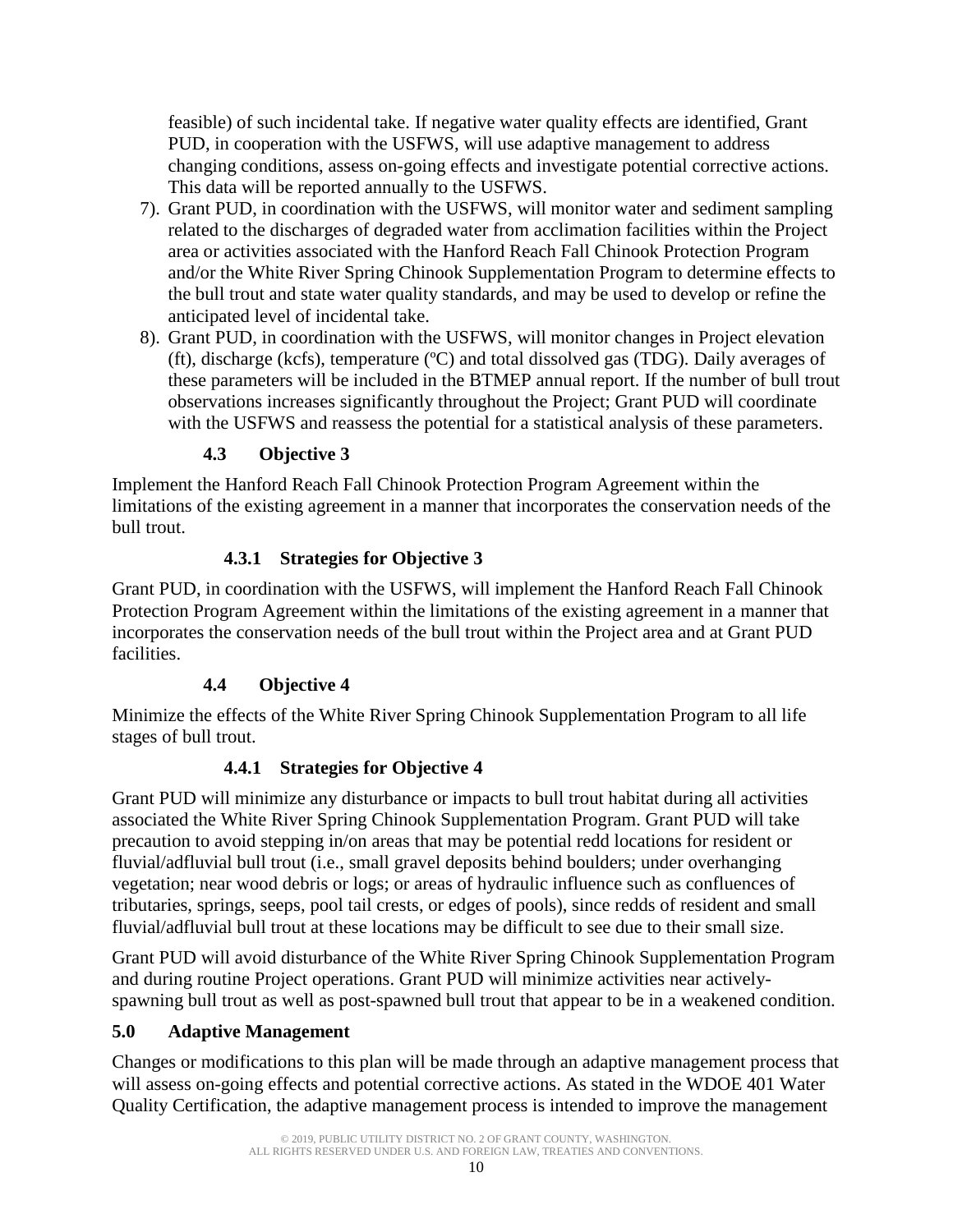feasible) of such incidental take. If negative water quality effects are identified, Grant PUD, in cooperation with the USFWS, will use adaptive management to address changing conditions, assess on-going effects and investigate potential corrective actions. This data will be reported annually to the USFWS.

7). Grant PUD, in coordination with the USFWS, will monitor water and sediment sampling related to the discharges of degraded water from acclimation facilities within the Project area or activities associated with the Hanford Reach Fall Chinook Protection Program and/or the White River Spring Chinook Supplementation Program to determine effects to the bull trout and state water quality standards, and may be used to develop or refine the anticipated level of incidental take.

8). Grant PUD, in coordination with the USFWS, will monitor changes in Project elevation (ft), discharge (kcfs), temperature (ºC) and total dissolved gas (TDG). Daily averages of these parameters will be included in the BTMEP annual report. If the number of bull trout observations increases significantly throughout the Project; Grant PUD will coordinate with the USFWS and reassess the potential for a statistical analysis of these parameters.

### 4.3 Objective 3

Implement the Hanford Reach Fall Chinook Protection Program Agreement within the limitations of the existing agreement in a manner that incorporates the conservation needs of the bull trout.

#### 4.3.1 Strategies for Objective 3

Grant PUD, in coordination with the USFWS, will implement the Hanford Reach Fall Chinook Protection Program Agreement within the limitations of the existing agreement in a manner that incorporates the conservation needs of the bull trout within the Project area and at Grant PUD facilities.

### 4.4 Objective 4

Minimize the effects of the White River Spring Chinook Supplementation Program to all life stages of bull trout.

#### 4.4.1 Strategies for Objective 4

Grant PUD will minimize any disturbance or impacts to bull trout habitat during all activities associated the White River Spring Chinook Supplementation Program. Grant PUD will take precaution to avoid stepping in/on areas that may be potential redd locations for resident or fluvial/adfluvial bull trout (i.e., small gravel deposits behind boulders; under overhanging vegetation; near wood debris or logs; or areas of hydraulic influence such as confluences of tributaries, springs, seeps, pool tail crests, or edges of pools), since redds of resident and small fluvial/adfluvial bull trout at these locations may be difficult to see due to their small size.

Grant PUD will avoid disturbance of the White River Spring Chinook Supplementation Program and during routine Project operations. Grant PUD will minimize activities near actively-spawning bull trout as well as post-spawned bull trout that appear to be in a weakened condition.

## 5.0 Adaptive Management

Changes or modifications to this plan will be made through an adaptive management process that will assess on-going effects and potential corrective actions. As stated in the WDOE 401 Water Quality Certification, the adaptive management process is intended to improve the management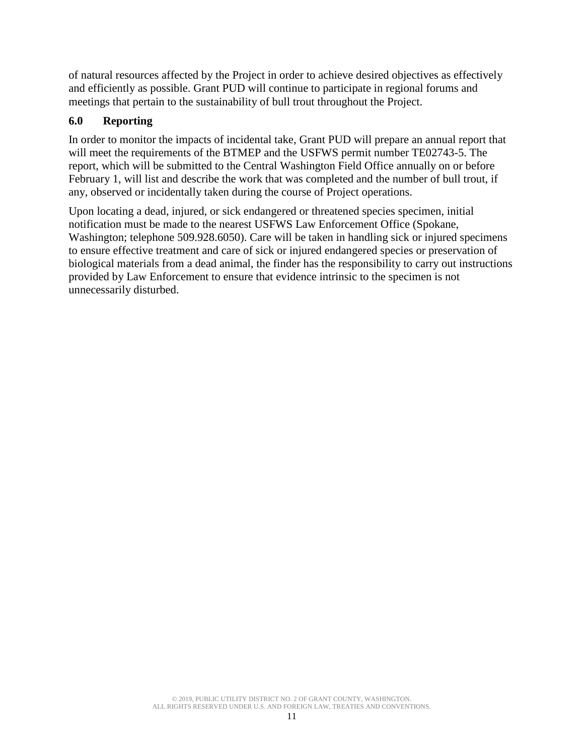of natural resources affected by the Project in order to achieve desired objectives as effectively and efficiently as possible. Grant PUD will continue to participate in regional forums and meetings that pertain to the sustainability of bull trout throughout the Project.

## 6.0 Reporting

In order to monitor the impacts of incidental take, Grant PUD will prepare an annual report that will meet the requirements of the BTMEP and the USFWS permit number TE02743-5. The report, which will be submitted to the Central Washington Field Office annually on or before February 1, will list and describe the work that was completed and the number of bull trout, if any, observed or incidentally taken during the course of Project operations.

Upon locating a dead, injured, or sick endangered or threatened species specimen, initial notification must be made to the nearest USFWS Law Enforcement Office (Spokane, Washington; telephone 509.928.6050). Care will be taken in handling sick or injured specimens to ensure effective treatment and care of sick or injured endangered species or preservation of biological materials from a dead animal, the finder has the responsibility to carry out instructions provided by Law Enforcement to ensure that evidence intrinsic to the specimen is not unnecessarily disturbed.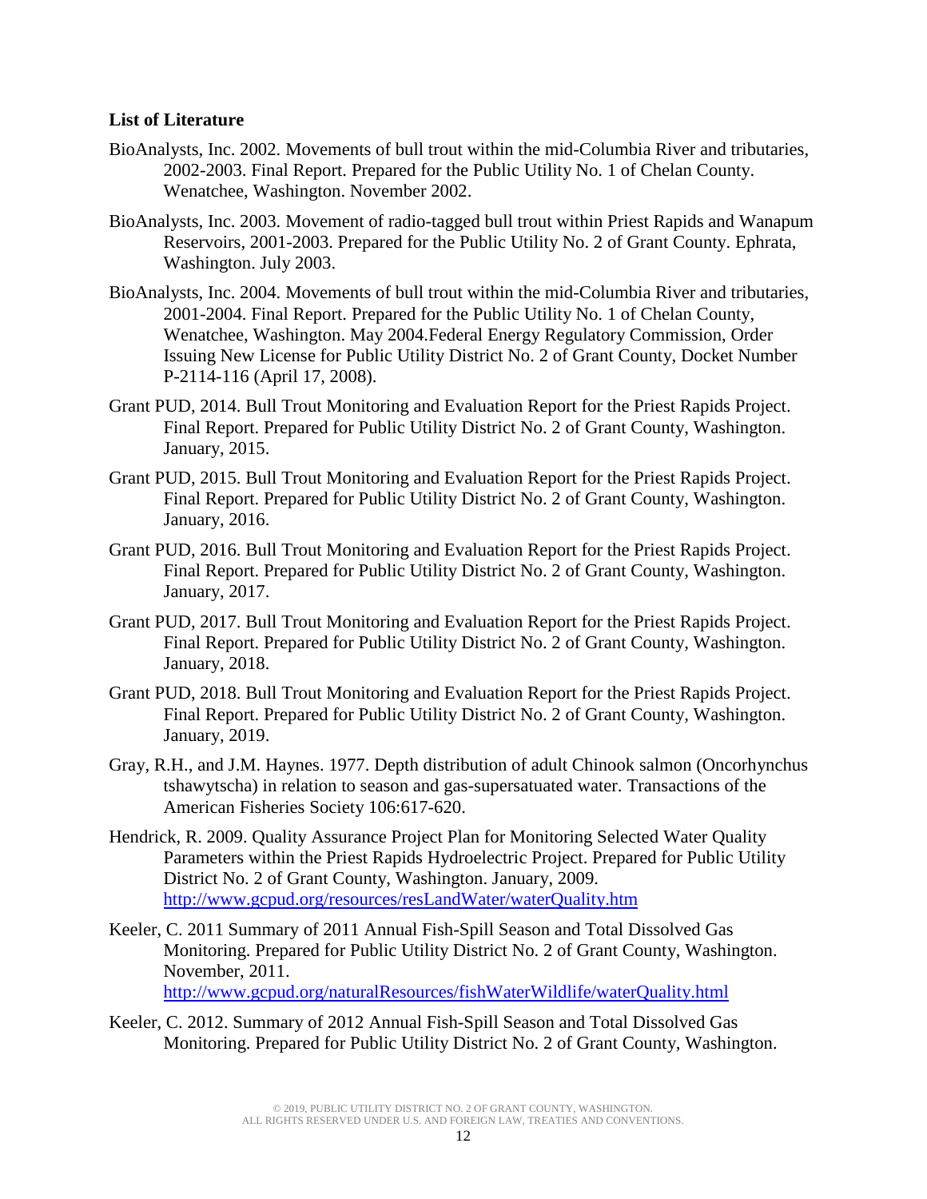**List of Literature**

BioAnalysts, Inc. 2002. Movements of bull trout within the mid-Columbia River and tributaries, 2002-2003. Final Report. Prepared for the Public Utility No. 1 of Chelan County. Wenatchee, Washington. November 2002.

BioAnalysts, Inc. 2003. Movement of radio-tagged bull trout within Priest Rapids and Wanapum Reservoirs, 2001-2003. Prepared for the Public Utility No. 2 of Grant County. Ephrata, Washington. July 2003.

BioAnalysts, Inc. 2004. Movements of bull trout within the mid-Columbia River and tributaries, 2001-2004. Final Report. Prepared for the Public Utility No. 1 of Chelan County, Wenatchee, Washington. May 2004.Federal Energy Regulatory Commission, Order Issuing New License for Public Utility District No. 2 of Grant County, Docket Number P-2114-116 (April 17, 2008).

Grant PUD, 2014. Bull Trout Monitoring and Evaluation Report for the Priest Rapids Project. Final Report. Prepared for Public Utility District No. 2 of Grant County, Washington. January, 2015.

Grant PUD, 2015. Bull Trout Monitoring and Evaluation Report for the Priest Rapids Project. Final Report. Prepared for Public Utility District No. 2 of Grant County, Washington. January, 2016.

Grant PUD, 2016. Bull Trout Monitoring and Evaluation Report for the Priest Rapids Project. Final Report. Prepared for Public Utility District No. 2 of Grant County, Washington. January, 2017.

Grant PUD, 2017. Bull Trout Monitoring and Evaluation Report for the Priest Rapids Project. Final Report. Prepared for Public Utility District No. 2 of Grant County, Washington. January, 2018.

Grant PUD, 2018. Bull Trout Monitoring and Evaluation Report for the Priest Rapids Project. Final Report. Prepared for Public Utility District No. 2 of Grant County, Washington. January, 2019.

Gray, R.H., and J.M. Haynes. 1977. Depth distribution of adult Chinook salmon (Oncorhynchus tshawytscha) in relation to season and gas-supersatuated water. Transactions of the American Fisheries Society 106:617-620.

Hendrick, R. 2009. Quality Assurance Project Plan for Monitoring Selected Water Quality Parameters within the Priest Rapids Hydroelectric Project. Prepared for Public Utility District No. 2 of Grant County, Washington. January, 2009. http://www.gcpud.org/resources/resLandWater/waterQuality.htm

Keeler, C. 2011 Summary of 2011 Annual Fish-Spill Season and Total Dissolved Gas Monitoring. Prepared for Public Utility District No. 2 of Grant County, Washington. November, 2011. http://www.gcpud.org/naturalResources/fishWaterWildlife/waterQuality.html

Keeler, C. 2012. Summary of 2012 Annual Fish-Spill Season and Total Dissolved Gas Monitoring. Prepared for Public Utility District No. 2 of Grant County, Washington.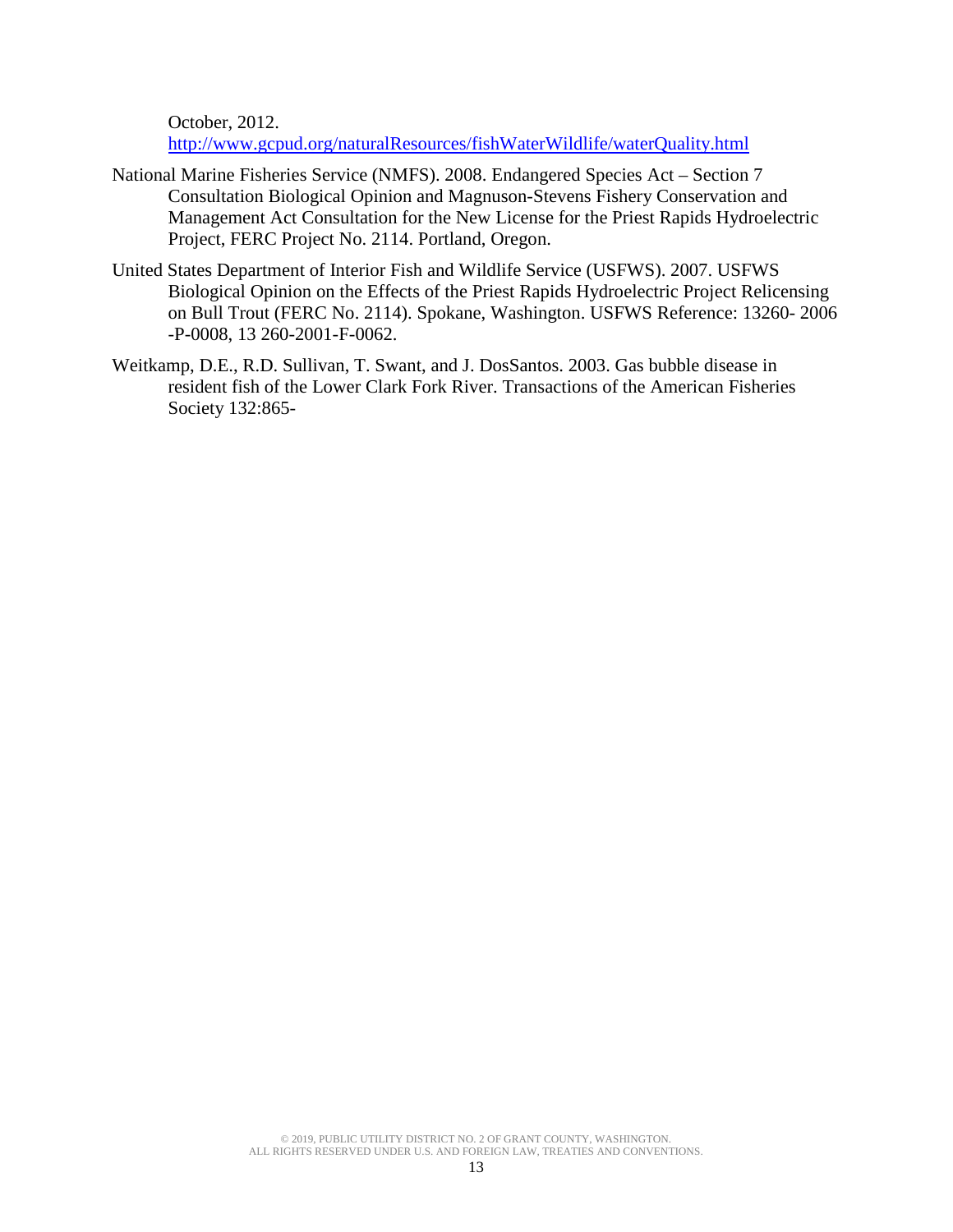October, 2012. http://www.gcpud.org/naturalResources/fishWaterWildlife/waterQuality.html

National Marine Fisheries Service (NMFS). 2008. Endangered Species Act – Section 7 Consultation Biological Opinion and Magnuson-Stevens Fishery Conservation and Management Act Consultation for the New License for the Priest Rapids Hydroelectric Project, FERC Project No. 2114. Portland, Oregon.

United States Department of Interior Fish and Wildlife Service (USFWS). 2007. USFWS Biological Opinion on the Effects of the Priest Rapids Hydroelectric Project Relicensing on Bull Trout (FERC No. 2114). Spokane, Washington. USFWS Reference: 13260- 2006 -P-0008, 13 260-2001-F-0062.

Weitkamp, D.E., R.D. Sullivan, T. Swant, and J. DosSantos. 2003. Gas bubble disease in resident fish of the Lower Clark Fork River. Transactions of the American Fisheries Society 132:865-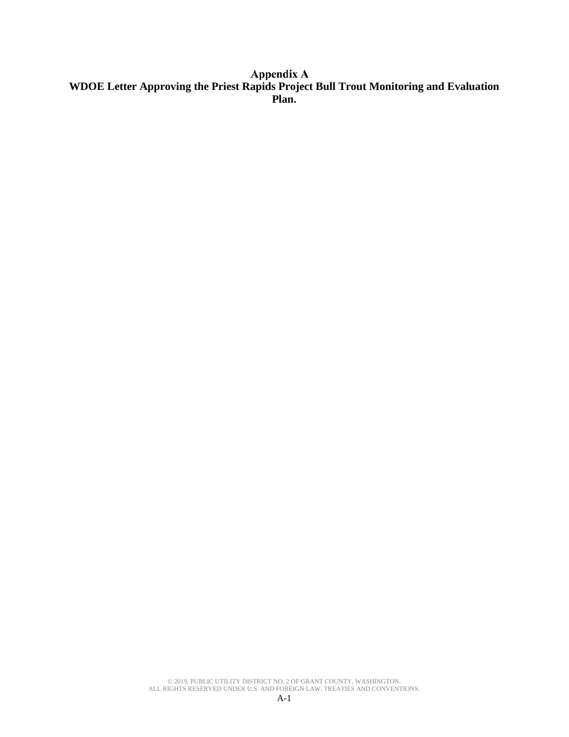# Appendix A
## WDOE Letter Approving the Priest Rapids Project Bull Trout Monitoring and Evaluation Plan.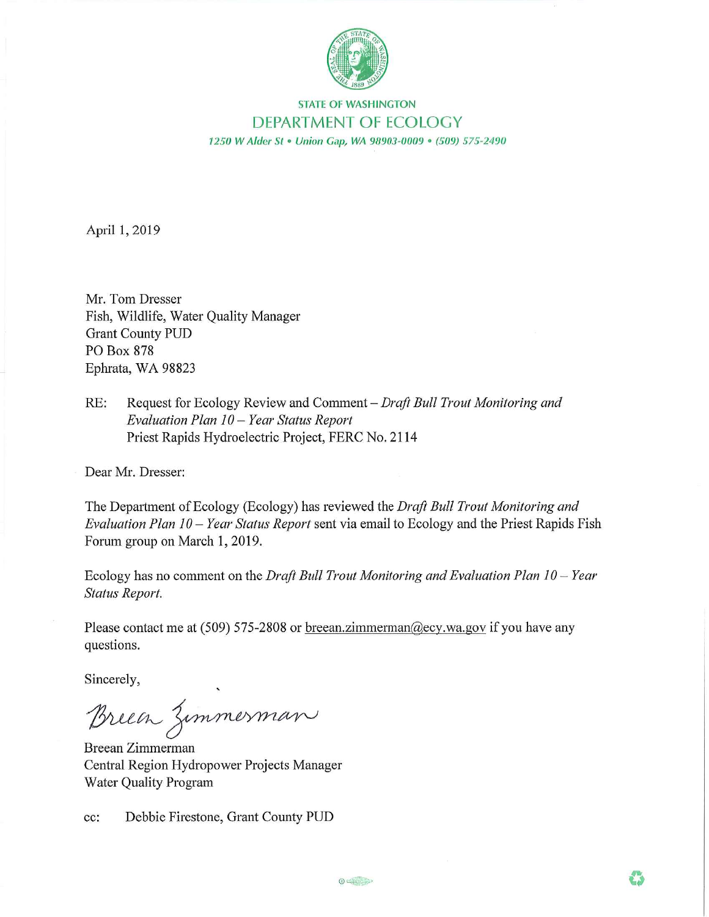STATE OF WASHINGTON

DEPARTMENT OF ECOLOGY

*1250 W Alder St • Union Gap, WA 98903-0009 • (509) 575-2490*

April 1, 2019

Mr. Tom Dresser
Fish, Wildlife, Water Quality Manager
Grant County PUD
PO Box 878
Ephrata, WA 98823

RE: Request for Ecology Review and Comment – *Draft Bull Trout Monitoring and Evaluation Plan 10 – Year Status Report*
Priest Rapids Hydroelectric Project, FERC No. 2114

Dear Mr. Dresser:

The Department of Ecology (Ecology) has reviewed the *Draft Bull Trout Monitoring and Evaluation Plan 10 – Year Status Report* sent via email to Ecology and the Priest Rapids Fish Forum group on March 1, 2019.

Ecology has no comment on the *Draft Bull Trout Monitoring and Evaluation Plan 10 – Year Status Report.*

Please contact me at (509) 575-2808 or breean.zimmerman@ecy.wa.gov if you have any questions.

Sincerely,

Breean Zimmerman
Central Region Hydropower Projects Manager
Water Quality Program

cc: Debbie Firestone, Grant County PUD